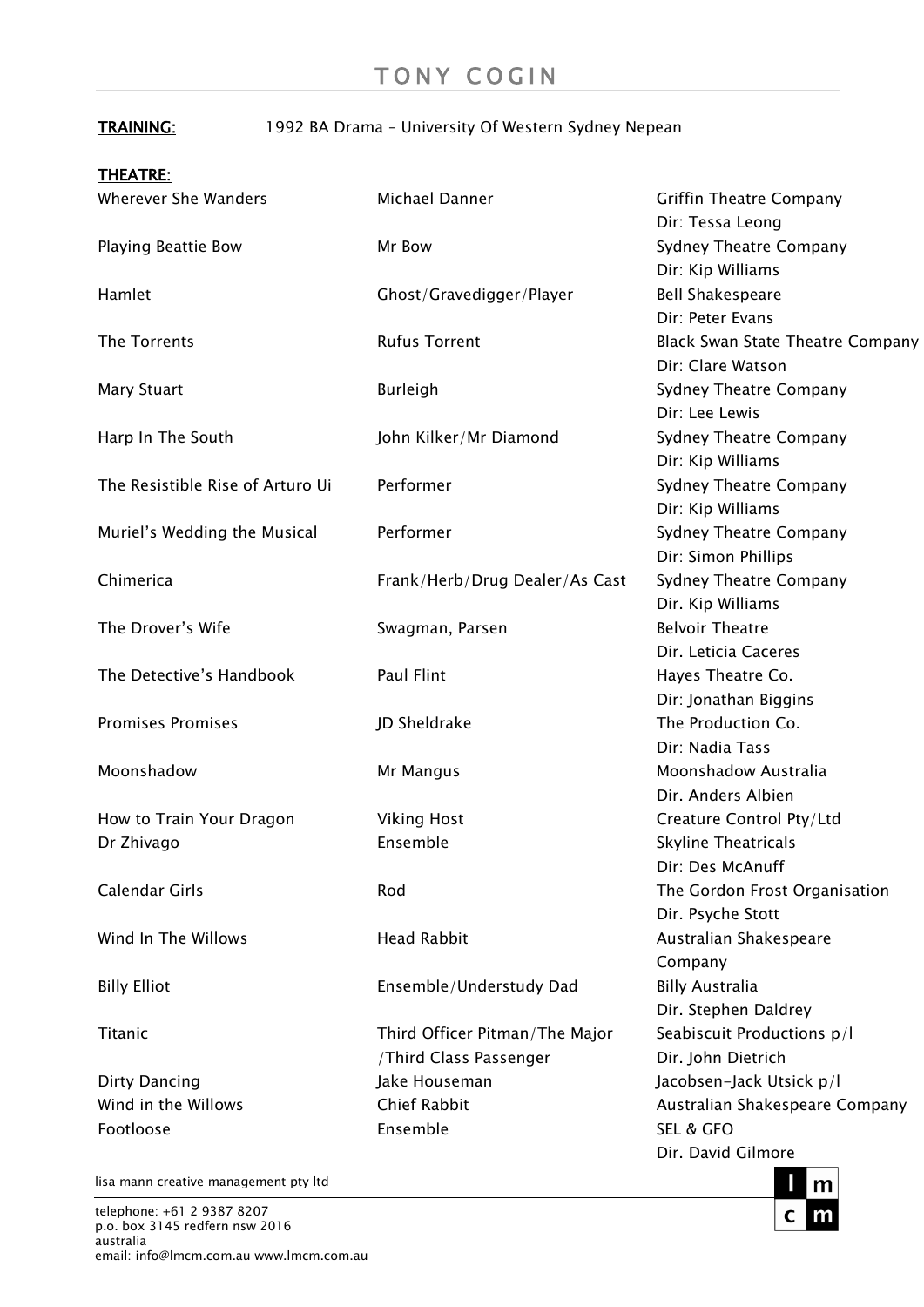# TONY COGIN

**TRAINING:** 1992 BA Drama – University Of Western Sydney Nepean

**THEATRE:**

| | | |
|---|---|---|
| Wherever She Wanders | Michael Danner | Griffin Theatre Company<br>Dir: Tessa Leong |
| Playing Beattie Bow | Mr Bow | Sydney Theatre Company<br>Dir: Kip Williams |
| Hamlet | Ghost/Gravedigger/Player | Bell Shakespeare<br>Dir: Peter Evans |
| The Torrents | Rufus Torrent | Black Swan State Theatre Company<br>Dir: Clare Watson |
| Mary Stuart | Burleigh | Sydney Theatre Company<br>Dir: Lee Lewis |
| Harp In The South | John Kilker/Mr Diamond | Sydney Theatre Company<br>Dir: Kip Williams |
| The Resistible Rise of Arturo Ui | Performer | Sydney Theatre Company<br>Dir: Kip Williams |
| Muriel's Wedding the Musical | Performer | Sydney Theatre Company<br>Dir: Simon Phillips |
| Chimerica | Frank/Herb/Drug Dealer/As Cast | Sydney Theatre Company<br>Dir. Kip Williams |
| The Drover's Wife | Swagman, Parsen | Belvoir Theatre<br>Dir. Leticia Caceres |
| The Detective's Handbook | Paul Flint | Hayes Theatre Co.<br>Dir: Jonathan Biggins |
| Promises Promises | JD Sheldrake | The Production Co.<br>Dir: Nadia Tass |
| Moonshadow | Mr Mangus | Moonshadow Australia<br>Dir. Anders Albien |
| How to Train Your Dragon | Viking Host | Creature Control Pty/Ltd |
| Dr Zhivago | Ensemble | Skyline Theatricals<br>Dir: Des McAnuff |
| Calendar Girls | Rod | The Gordon Frost Organisation<br>Dir. Psyche Stott |
| Wind In The Willows | Head Rabbit | Australian Shakespeare Company |
| Billy Elliot | Ensemble/Understudy Dad | Billy Australia<br>Dir. Stephen Daldrey |
| Titanic | Third Officer Pitman/The Major /Third Class Passenger | Seabiscuit Productions p/l<br>Dir. John Dietrich |
| Dirty Dancing | Jake Houseman | Jacobsen-Jack Utsick p/l |
| Wind in the Willows | Chief Rabbit | Australian Shakespeare Company |
| Footloose | Ensemble | SEL & GFO<br>Dir. David Gilmore |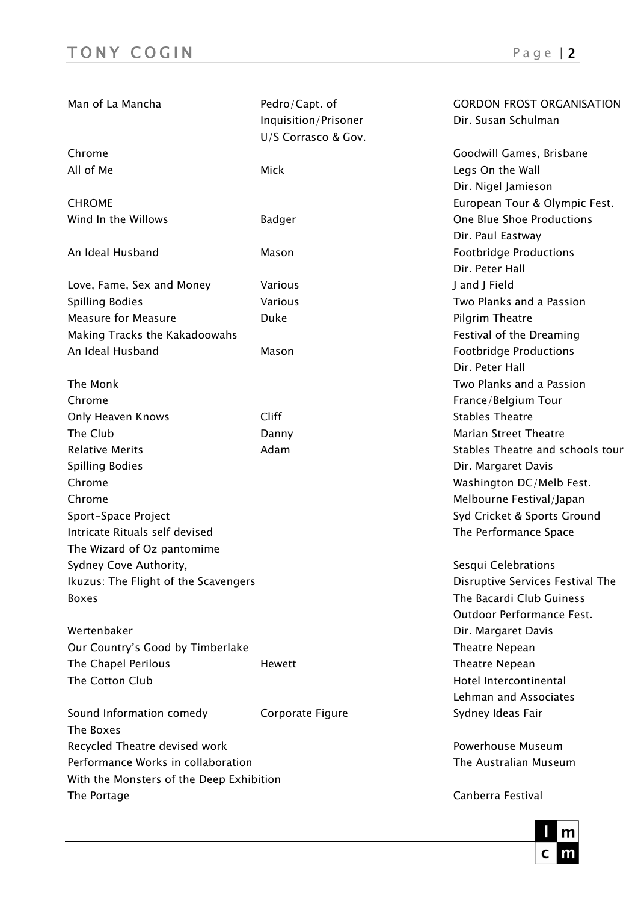| | | |
|---|---|---|
| Man of La Mancha | Pedro/Capt. of Inquisition/Prisoner U/S Corrasco & Gov. | GORDON FROST ORGANISATION Dir. Susan Schulman |
| Chrome | | Goodwill Games, Brisbane |
| All of Me | Mick | Legs On the Wall Dir. Nigel Jamieson |
| CHROME | | European Tour & Olympic Fest. |
| Wind In the Willows | Badger | One Blue Shoe Productions Dir. Paul Eastway |
| An Ideal Husband | Mason | Footbridge Productions Dir. Peter Hall |
| Love, Fame, Sex and Money | Various | J and J Field |
| Spilling Bodies | Various | Two Planks and a Passion |
| Measure for Measure | Duke | Pilgrim Theatre |
| Making Tracks the Kakadoowahs | | Festival of the Dreaming |
| An Ideal Husband | Mason | Footbridge Productions Dir. Peter Hall |
| The Monk | | Two Planks and a Passion |
| Chrome | | France/Belgium Tour |
| Only Heaven Knows | Cliff | Stables Theatre |
| The Club | Danny | Marian Street Theatre |
| Relative Merits | Adam | Stables Theatre and schools tour |
| Spilling Bodies | | Dir. Margaret Davis |
| Chrome | | Washington DC/Melb Fest. |
| Chrome | | Melbourne Festival/Japan |
| Sport-Space Project | | Syd Cricket & Sports Ground |
| Intricate Rituals self devised | | The Performance Space |
| The Wizard of Oz pantomime | | |
| Sydney Cove Authority, | | Sesqui Celebrations |
| Ikuzus: The Flight of the Scavengers | | Disruptive Services Festival The |
| Boxes | | The Bacardi Club Guiness Outdoor Performance Fest. |
| Wertenbaker | | Dir. Margaret Davis |
| Our Country's Good by Timberlake | | Theatre Nepean |
| The Chapel Perilous | Hewett | Theatre Nepean |
| The Cotton Club | | Hotel Intercontinental Lehman and Associates |
| Sound Information comedy | Corporate Figure | Sydney Ideas Fair |
| The Boxes | | |
| Recycled Theatre devised work | | Powerhouse Museum |
| Performance Works in collaboration | | The Australian Museum |
| With the Monsters of the Deep Exhibition | | |
| The Portage | | Canberra Festival |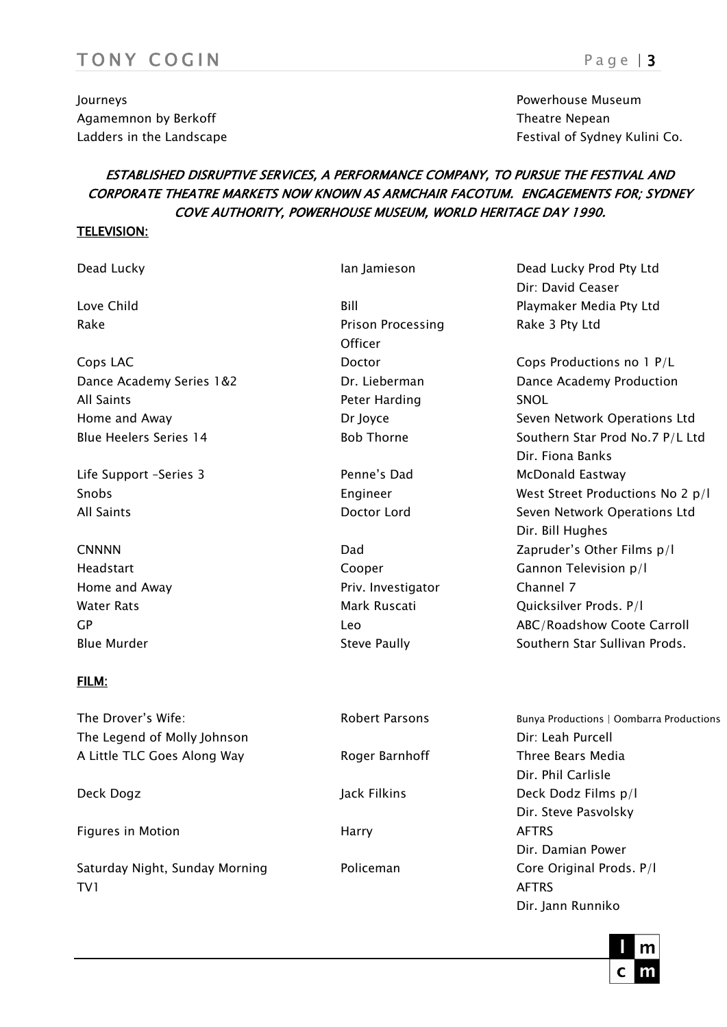| | |
|---|---|
| Journeys | Powerhouse Museum |
| Agamemnon by Berkoff | Theatre Nepean |
| Ladders in the Landscape | Festival of Sydney Kulini Co. |

***ESTABLISHED DISRUPTIVE SERVICES, A PERFORMANCE COMPANY, TO PURSUE THE FESTIVAL AND CORPORATE THEATRE MARKETS NOW KNOWN AS ARMCHAIR FACOTUM. ENGAGEMENTS FOR; SYDNEY COVE AUTHORITY, POWERHOUSE MUSEUM, WORLD HERITAGE DAY 1990.***

**TELEVISION:**

| | | |
|---|---|---|
| Dead Lucky | Ian Jamieson | Dead Lucky Prod Pty Ltd<br>Dir: David Ceaser |
| Love Child | Bill | Playmaker Media Pty Ltd |
| Rake | Prison Processing Officer | Rake 3 Pty Ltd |
| Cops LAC | Doctor | Cops Productions no 1 P/L |
| Dance Academy Series 1&2 | Dr. Lieberman | Dance Academy Production |
| All Saints | Peter Harding | SNOL |
| Home and Away | Dr Joyce | Seven Network Operations Ltd |
| Blue Heelers Series 14 | Bob Thorne | Southern Star Prod No.7 P/L Ltd<br>Dir. Fiona Banks |
| Life Support –Series 3 | Penne's Dad | McDonald Eastway |
| Snobs | Engineer | West Street Productions No 2 p/l |
| All Saints | Doctor Lord | Seven Network Operations Ltd<br>Dir. Bill Hughes |
| CNNNN | Dad | Zapruder's Other Films p/l |
| Headstart | Cooper | Gannon Television p/l |
| Home and Away | Priv. Investigator | Channel 7 |
| Water Rats | Mark Ruscati | Quicksilver Prods. P/l |
| GP | Leo | ABC/Roadshow Coote Carroll |
| Blue Murder | Steve Paully | Southern Star Sullivan Prods. |

**FILM:**

| | | |
|---|---|---|
| The Drover's Wife:<br>The Legend of Molly Johnson | Robert Parsons | Bunya Productions \| Oombarra Productions<br>Dir: Leah Purcell |
| A Little TLC Goes Along Way | Roger Barnhoff | Three Bears Media<br>Dir. Phil Carlisle |
| Deck Dogz | Jack Filkins | Deck Dodz Films p/l<br>Dir. Steve Pasvolsky |
| Figures in Motion | Harry | AFTRS<br>Dir. Damian Power |
| Saturday Night, Sunday Morning | Policeman | Core Original Prods. P/l |
| TV1 | | AFTRS<br>Dir. Jann Runniko |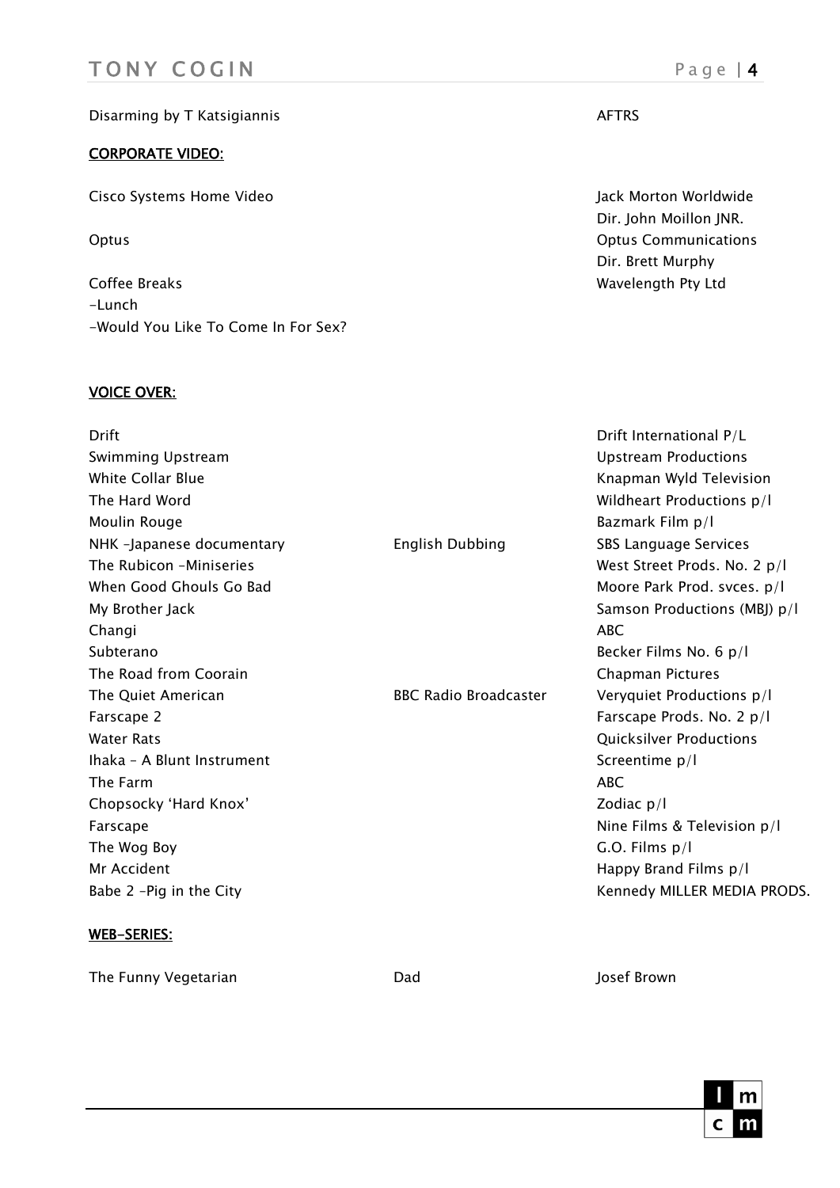| | | |
|---|---|---|
| Disarming by T Katsigiannis | | AFTRS |

**CORPORATE VIDEO:**

| | |
|---|---|
| Cisco Systems Home Video | Jack Morton Worldwide<br>Dir. John Moillon JNR. |
| Optus | Optus Communications<br>Dir. Brett Murphy |
| Coffee Breaks<br>-Lunch<br>-Would You Like To Come In For Sex? | Wavelength Pty Ltd |

**VOICE OVER:**

| | | |
|---|---|---|
| Drift | | Drift International P/L |
| Swimming Upstream | | Upstream Productions |
| White Collar Blue | | Knapman Wyld Television |
| The Hard Word | | Wildheart Productions p/l |
| Moulin Rouge | | Bazmark Film p/l |
| NHK -Japanese documentary | English Dubbing | SBS Language Services |
| The Rubicon -Miniseries | | West Street Prods. No. 2 p/l |
| When Good Ghouls Go Bad | | Moore Park Prod. svces. p/l |
| My Brother Jack | | Samson Productions (MBJ) p/l |
| Changi | | ABC |
| Subterano | | Becker Films No. 6 p/l |
| The Road from Coorain | | Chapman Pictures |
| The Quiet American | BBC Radio Broadcaster | Veryquiet Productions p/l |
| Farscape 2 | | Farscape Prods. No. 2 p/l |
| Water Rats | | Quicksilver Productions |
| Ihaka – A Blunt Instrument | | Screentime p/l |
| The Farm | | ABC |
| Chopsocky 'Hard Knox' | | Zodiac p/l |
| Farscape | | Nine Films & Television p/l |
| The Wog Boy | | G.O. Films p/l |
| Mr Accident | | Happy Brand Films p/l |
| Babe 2 -Pig in the City | | Kennedy MILLER MEDIA PRODS. |

**WEB-SERIES:**

| | | |
|---|---|---|
| The Funny Vegetarian | Dad | Josef Brown |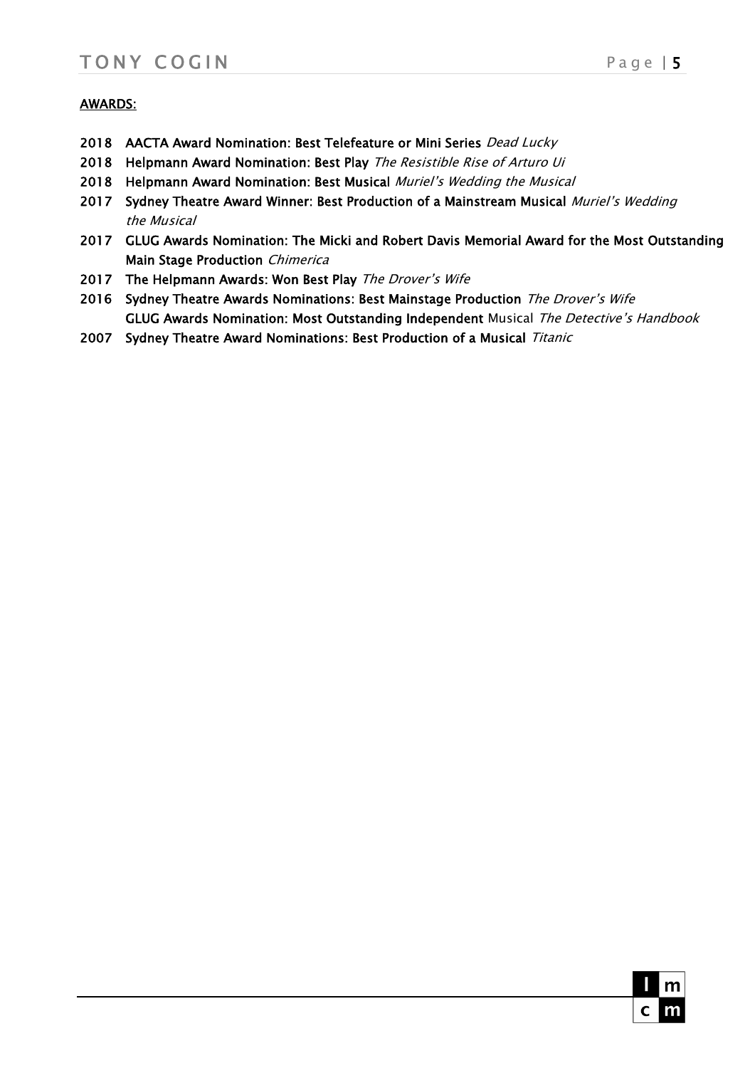**AWARDS:**

- 2018 **AACTA Award Nomination: Best Telefeature or Mini Series** *Dead Lucky*
- 2018 **Helpmann Award Nomination: Best Play** *The Resistible Rise of Arturo Ui*
- 2018 **Helpmann Award Nomination: Best Musical** *Muriel's Wedding the Musical*
- 2017 **Sydney Theatre Award Winner: Best Production of a Mainstream Musical** *Muriel's Wedding the Musical*
- 2017 **GLUG Awards Nomination: The Micki and Robert Davis Memorial Award for the Most Outstanding Main Stage Production** *Chimerica*
- 2017 **The Helpmann Awards: Won Best Play** *The Drover's Wife*
- 2016 **Sydney Theatre Awards Nominations: Best Mainstage Production** *The Drover's Wife*
  **GLUG Awards Nomination: Most Outstanding Independent** Musical *The Detective's Handbook*
- 2007 **Sydney Theatre Award Nominations: Best Production of a Musical** *Titanic*